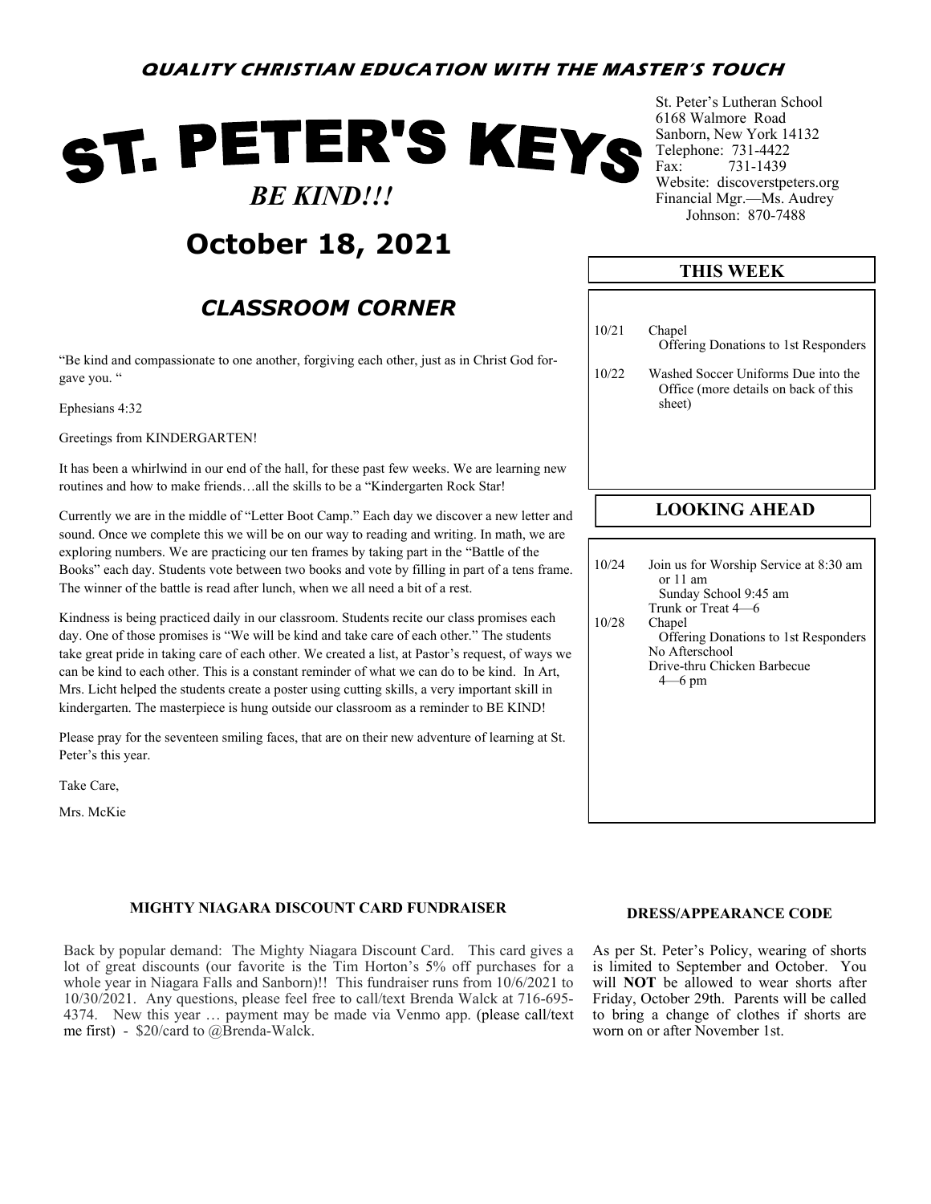**QUALITY CHRISTIAN EDUCATION WITH THE MASTER'S TOUCH**

# ST. PETER'S KEYS

***BE KIND!!!***

## October 18, 2021

St. Peter's Lutheran School
6168 Walmore Road
Sanborn, New York 14132
Telephone: 731-4422
Fax: 731-1439
Website: discoverstpeters.org
Financial Mgr.—Ms. Audrey Johnson: 870-7488

## *CLASSROOM CORNER*

"Be kind and compassionate to one another, forgiving each other, just as in Christ God forgave you. "

Ephesians 4:32

Greetings from KINDERGARTEN!

It has been a whirlwind in our end of the hall, for these past few weeks. We are learning new routines and how to make friends…all the skills to be a "Kindergarten Rock Star!

Currently we are in the middle of "Letter Boot Camp." Each day we discover a new letter and sound. Once we complete this we will be on our way to reading and writing. In math, we are exploring numbers. We are practicing our ten frames by taking part in the "Battle of the Books" each day. Students vote between two books and vote by filling in part of a tens frame. The winner of the battle is read after lunch, when we all need a bit of a rest.

Kindness is being practiced daily in our classroom. Students recite our class promises each day. One of those promises is "We will be kind and take care of each other." The students take great pride in taking care of each other. We created a list, at Pastor's request, of ways we can be kind to each other. This is a constant reminder of what we can do to be kind. In Art, Mrs. Licht helped the students create a poster using cutting skills, a very important skill in kindergarten. The masterpiece is hung outside our classroom as a reminder to BE KIND!

Please pray for the seventeen smiling faces, that are on their new adventure of learning at St. Peter's this year.

Take Care,

Mrs. McKie

### THIS WEEK

10/21 Chapel
Offering Donations to 1st Responders

10/22 Washed Soccer Uniforms Due into the Office (more details on back of this sheet)

### LOOKING AHEAD

10/24 Join us for Worship Service at 8:30 am or 11 am
Sunday School 9:45 am
Trunk or Treat 4—6

10/28 Chapel
Offering Donations to 1st Responders
No Afterschool
Drive-thru Chicken Barbecue 4—6 pm

### MIGHTY NIAGARA DISCOUNT CARD FUNDRAISER

Back by popular demand: The Mighty Niagara Discount Card. This card gives a lot of great discounts (our favorite is the Tim Horton's 5% off purchases for a whole year in Niagara Falls and Sanborn)!! This fundraiser runs from 10/6/2021 to 10/30/2021. Any questions, please feel free to call/text Brenda Walck at 716-695-4374. New this year … payment may be made via Venmo app. (please call/text me first) - $20/card to @Brenda-Walck.

### DRESS/APPEARANCE CODE

As per St. Peter's Policy, wearing of shorts is limited to September and October. You will **NOT** be allowed to wear shorts after Friday, October 29th. Parents will be called to bring a change of clothes if shorts are worn on or after November 1st.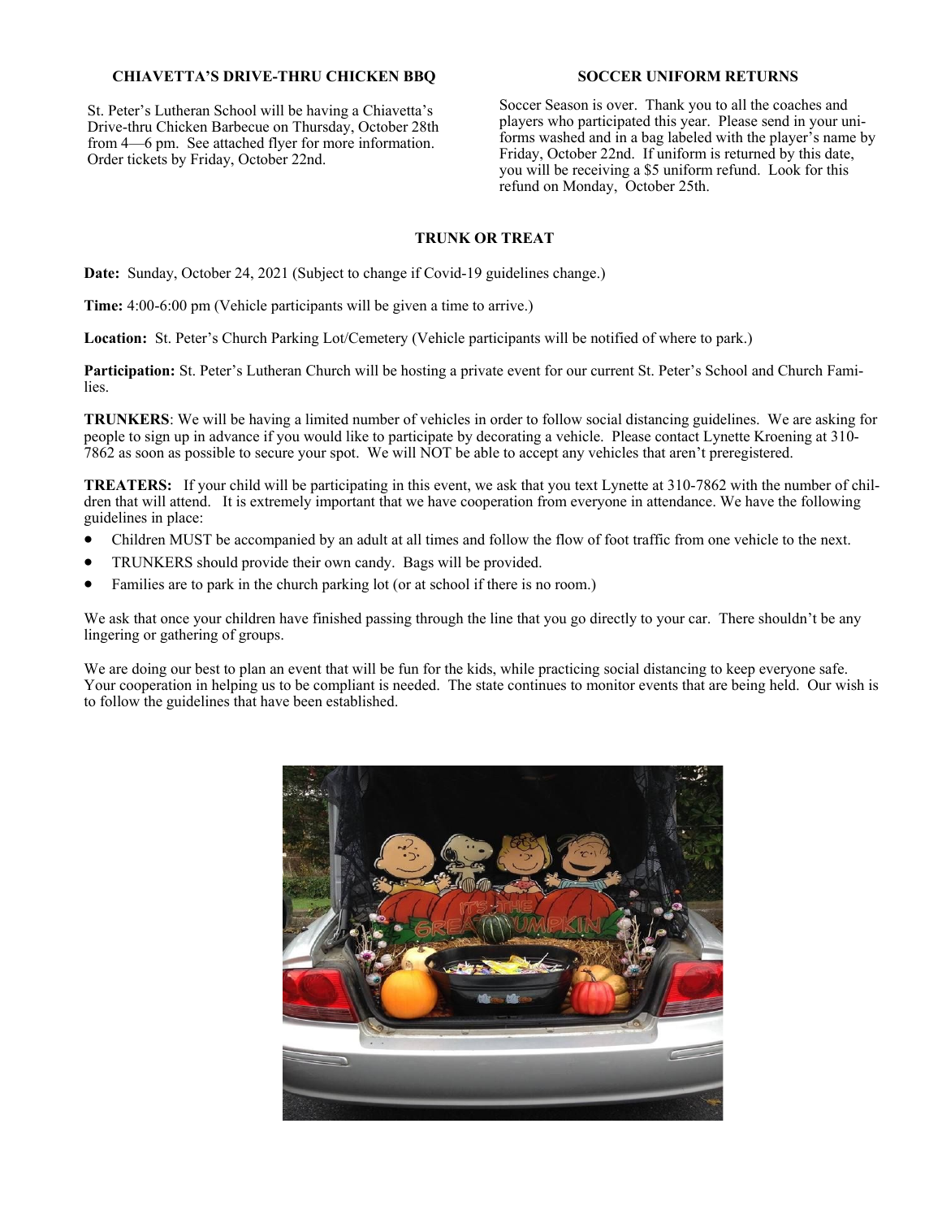### CHIAVETTA'S DRIVE-THRU CHICKEN BBQ

St. Peter's Lutheran School will be having a Chiavetta's Drive-thru Chicken Barbecue on Thursday, October 28th from 4—6 pm. See attached flyer for more information. Order tickets by Friday, October 22nd.

### SOCCER UNIFORM RETURNS

Soccer Season is over. Thank you to all the coaches and players who participated this year. Please send in your uniforms washed and in a bag labeled with the player's name by Friday, October 22nd. If uniform is returned by this date, you will be receiving a $5 uniform refund. Look for this refund on Monday, October 25th.

### TRUNK OR TREAT

**Date:** Sunday, October 24, 2021 (Subject to change if Covid-19 guidelines change.)

**Time:** 4:00-6:00 pm (Vehicle participants will be given a time to arrive.)

**Location:** St. Peter's Church Parking Lot/Cemetery (Vehicle participants will be notified of where to park.)

**Participation:** St. Peter's Lutheran Church will be hosting a private event for our current St. Peter's School and Church Families.

**TRUNKERS**: We will be having a limited number of vehicles in order to follow social distancing guidelines. We are asking for people to sign up in advance if you would like to participate by decorating a vehicle. Please contact Lynette Kroening at 310-7862 as soon as possible to secure your spot. We will NOT be able to accept any vehicles that aren't preregistered.

**TREATERS:** If your child will be participating in this event, we ask that you text Lynette at 310-7862 with the number of children that will attend. It is extremely important that we have cooperation from everyone in attendance. We have the following guidelines in place:

- Children MUST be accompanied by an adult at all times and follow the flow of foot traffic from one vehicle to the next.
- TRUNKERS should provide their own candy. Bags will be provided.
- Families are to park in the church parking lot (or at school if there is no room.)

We ask that once your children have finished passing through the line that you go directly to your car. There shouldn't be any lingering or gathering of groups.

We are doing our best to plan an event that will be fun for the kids, while practicing social distancing to keep everyone safe. Your cooperation in helping us to be compliant is needed. The state continues to monitor events that are being held. Our wish is to follow the guidelines that have been established.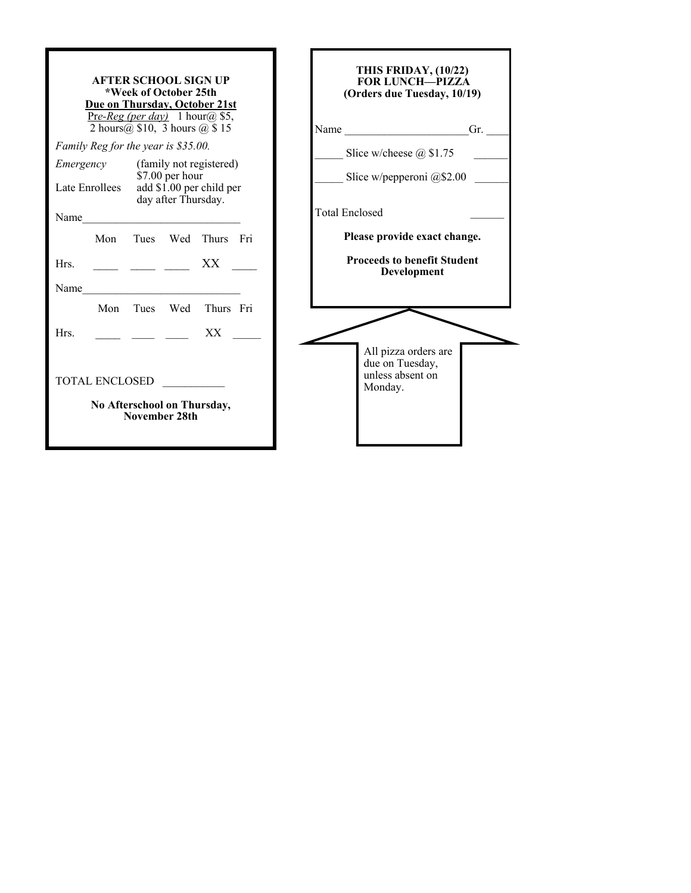**AFTER SCHOOL SIGN UP**
***Week of October 25th**
**<u>Due on Thursday, October 21st</u>**

<u>Pr*e-Reg (per day)*</u> 1 hour@ $5, 2 hours@ $10, 3 hours @ $ 15

*Family Reg for the year is $35.00.*

*Emergency* (family not registered) $7.00 per hour

Late Enrollees add $1.00 per child per day after Thursday.

Name____________________________

| | Mon | Tues | Wed | Thurs | Fri |
|---|---|---|---|---|---|
| Hrs. | ____ | ____ | ____ | XX | ____ |

Name____________________________

| | Mon | Tues | Wed | Thurs | Fri |
|---|---|---|---|---|---|
| Hrs. | ____ | ____ | ____ | XX | _____ |

TOTAL ENCLOSED __________

**No Afterschool on Thursday, November 28th**

**THIS FRIDAY, (10/22)**
**FOR LUNCH—PIZZA**
**(Orders due Tuesday, 10/19)**

Name _____________________Gr. ____

_____ Slice w/cheese @ $1.75 ______

_____ Slice w/pepperoni @$2.00 ______

Total Enclosed ______

**Please provide exact change.**

**Proceeds to benefit Student Development**

All pizza orders are due on Tuesday, unless absent on Monday.